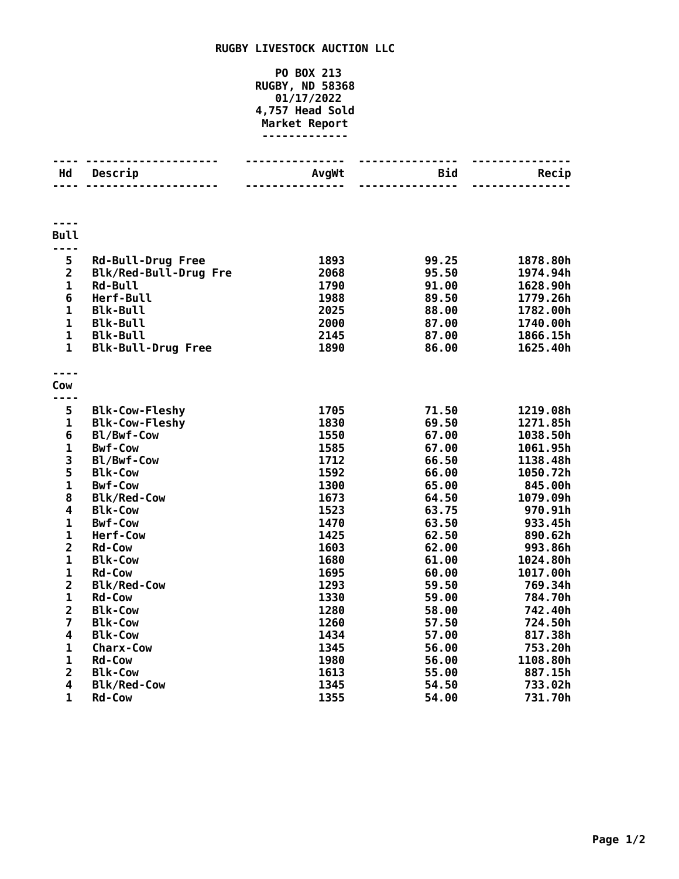# RUGBY LIVESTOCK AUCTION LLC

**PO BOX 213**
**RUGBY, ND 58368**
**01/17/2022**
**4,757 Head Sold**
**Market Report**

| Hd | Descrip | AvgWt | Bid | Recip |
|---|---|---|---|---|
| **Bull** | | | | |
| 5 | Rd-Bull-Drug Free | 1893 | 99.25 | 1878.80h |
| 2 | Blk/Red-Bull-Drug Fre | 2068 | 95.50 | 1974.94h |
| 1 | Rd-Bull | 1790 | 91.00 | 1628.90h |
| 6 | Herf-Bull | 1988 | 89.50 | 1779.26h |
| 1 | Blk-Bull | 2025 | 88.00 | 1782.00h |
| 1 | Blk-Bull | 2000 | 87.00 | 1740.00h |
| 1 | Blk-Bull | 2145 | 87.00 | 1866.15h |
| 1 | Blk-Bull-Drug Free | 1890 | 86.00 | 1625.40h |
| **Cow** | | | | |
| 5 | Blk-Cow-Fleshy | 1705 | 71.50 | 1219.08h |
| 1 | Blk-Cow-Fleshy | 1830 | 69.50 | 1271.85h |
| 6 | Bl/Bwf-Cow | 1550 | 67.00 | 1038.50h |
| 1 | Bwf-Cow | 1585 | 67.00 | 1061.95h |
| 3 | Bl/Bwf-Cow | 1712 | 66.50 | 1138.48h |
| 5 | Blk-Cow | 1592 | 66.00 | 1050.72h |
| 1 | Bwf-Cow | 1300 | 65.00 | 845.00h |
| 8 | Blk/Red-Cow | 1673 | 64.50 | 1079.09h |
| 4 | Blk-Cow | 1523 | 63.75 | 970.91h |
| 1 | Bwf-Cow | 1470 | 63.50 | 933.45h |
| 1 | Herf-Cow | 1425 | 62.50 | 890.62h |
| 2 | Rd-Cow | 1603 | 62.00 | 993.86h |
| 1 | Blk-Cow | 1680 | 61.00 | 1024.80h |
| 1 | Rd-Cow | 1695 | 60.00 | 1017.00h |
| 2 | Blk/Red-Cow | 1293 | 59.50 | 769.34h |
| 1 | Rd-Cow | 1330 | 59.00 | 784.70h |
| 2 | Blk-Cow | 1280 | 58.00 | 742.40h |
| 7 | Blk-Cow | 1260 | 57.50 | 724.50h |
| 4 | Blk-Cow | 1434 | 57.00 | 817.38h |
| 1 | Charx-Cow | 1345 | 56.00 | 753.20h |
| 1 | Rd-Cow | 1980 | 56.00 | 1108.80h |
| 2 | Blk-Cow | 1613 | 55.00 | 887.15h |
| 4 | Blk/Red-Cow | 1345 | 54.50 | 733.02h |
| 1 | Rd-Cow | 1355 | 54.00 | 731.70h |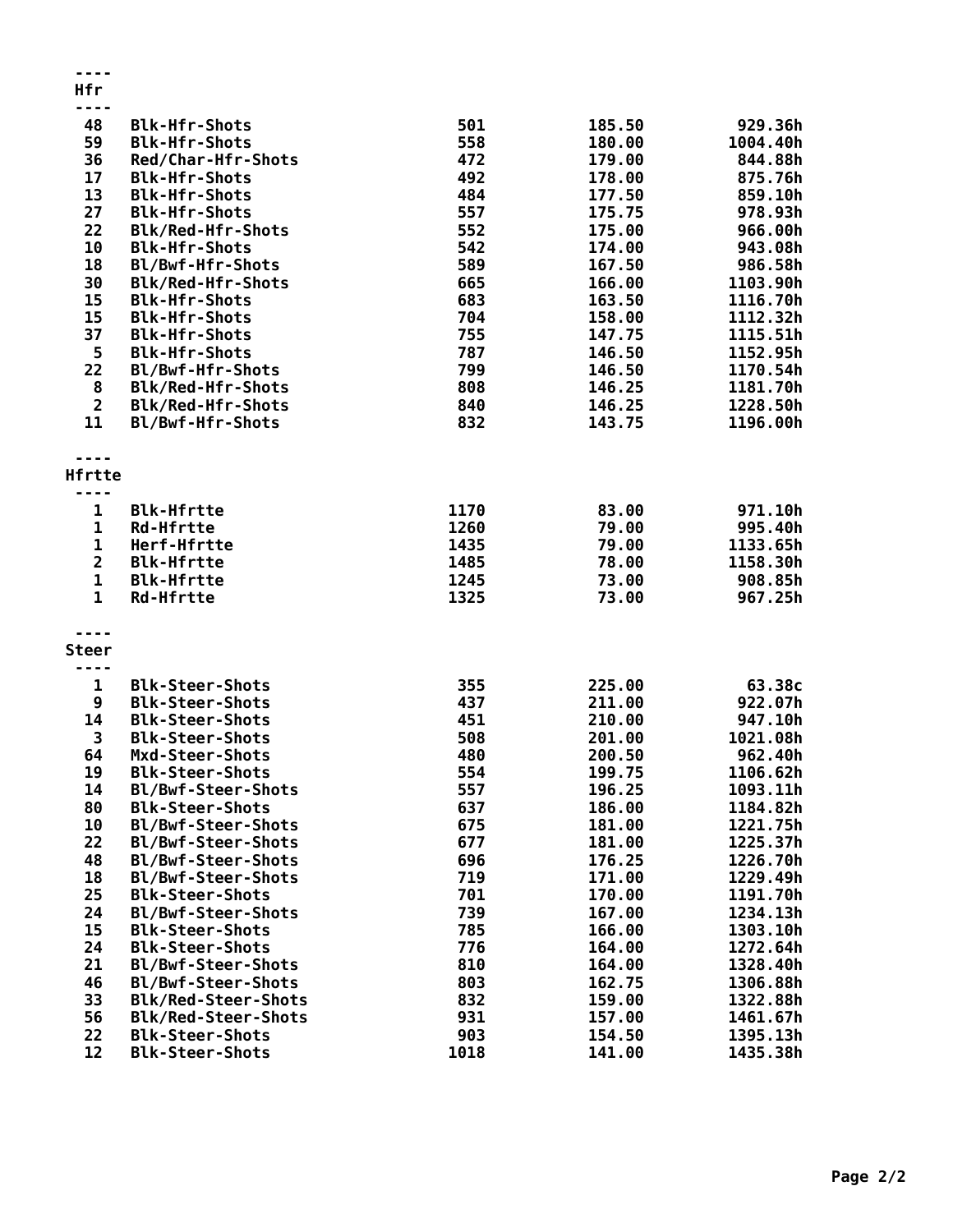----
Hfr
----

| | | | | |
|---|---|---|---|---|
| 48 | Blk-Hfr-Shots | 501 | 185.50 | 929.36h |
| 59 | Blk-Hfr-Shots | 558 | 180.00 | 1004.40h |
| 36 | Red/Char-Hfr-Shots | 472 | 179.00 | 844.88h |
| 17 | Blk-Hfr-Shots | 492 | 178.00 | 875.76h |
| 13 | Blk-Hfr-Shots | 484 | 177.50 | 859.10h |
| 27 | Blk-Hfr-Shots | 557 | 175.75 | 978.93h |
| 22 | Blk/Red-Hfr-Shots | 552 | 175.00 | 966.00h |
| 10 | Blk-Hfr-Shots | 542 | 174.00 | 943.08h |
| 18 | Bl/Bwf-Hfr-Shots | 589 | 167.50 | 986.58h |
| 30 | Blk/Red-Hfr-Shots | 665 | 166.00 | 1103.90h |
| 15 | Blk-Hfr-Shots | 683 | 163.50 | 1116.70h |
| 15 | Blk-Hfr-Shots | 704 | 158.00 | 1112.32h |
| 37 | Blk-Hfr-Shots | 755 | 147.75 | 1115.51h |
| 5 | Blk-Hfr-Shots | 787 | 146.50 | 1152.95h |
| 22 | Bl/Bwf-Hfr-Shots | 799 | 146.50 | 1170.54h |
| 8 | Blk/Red-Hfr-Shots | 808 | 146.25 | 1181.70h |
| 2 | Blk/Red-Hfr-Shots | 840 | 146.25 | 1228.50h |
| 11 | Bl/Bwf-Hfr-Shots | 832 | 143.75 | 1196.00h |

----
Hfrtte
----

| | | | | |
|---|---|---|---|---|
| 1 | Blk-Hfrtte | 1170 | 83.00 | 971.10h |
| 1 | Rd-Hfrtte | 1260 | 79.00 | 995.40h |
| 1 | Herf-Hfrtte | 1435 | 79.00 | 1133.65h |
| 2 | Blk-Hfrtte | 1485 | 78.00 | 1158.30h |
| 1 | Blk-Hfrtte | 1245 | 73.00 | 908.85h |
| 1 | Rd-Hfrtte | 1325 | 73.00 | 967.25h |

----
Steer
----

| | | | | |
|---|---|---|---|---|
| 1 | Blk-Steer-Shots | 355 | 225.00 | 63.38c |
| 9 | Blk-Steer-Shots | 437 | 211.00 | 922.07h |
| 14 | Blk-Steer-Shots | 451 | 210.00 | 947.10h |
| 3 | Blk-Steer-Shots | 508 | 201.00 | 1021.08h |
| 64 | Mxd-Steer-Shots | 480 | 200.50 | 962.40h |
| 19 | Blk-Steer-Shots | 554 | 199.75 | 1106.62h |
| 14 | Bl/Bwf-Steer-Shots | 557 | 196.25 | 1093.11h |
| 80 | Blk-Steer-Shots | 637 | 186.00 | 1184.82h |
| 10 | Bl/Bwf-Steer-Shots | 675 | 181.00 | 1221.75h |
| 22 | Bl/Bwf-Steer-Shots | 677 | 181.00 | 1225.37h |
| 48 | Bl/Bwf-Steer-Shots | 696 | 176.25 | 1226.70h |
| 18 | Bl/Bwf-Steer-Shots | 719 | 171.00 | 1229.49h |
| 25 | Blk-Steer-Shots | 701 | 170.00 | 1191.70h |
| 24 | Bl/Bwf-Steer-Shots | 739 | 167.00 | 1234.13h |
| 15 | Blk-Steer-Shots | 785 | 166.00 | 1303.10h |
| 24 | Blk-Steer-Shots | 776 | 164.00 | 1272.64h |
| 21 | Bl/Bwf-Steer-Shots | 810 | 164.00 | 1328.40h |
| 46 | Bl/Bwf-Steer-Shots | 803 | 162.75 | 1306.88h |
| 33 | Blk/Red-Steer-Shots | 832 | 159.00 | 1322.88h |
| 56 | Blk/Red-Steer-Shots | 931 | 157.00 | 1461.67h |
| 22 | Blk-Steer-Shots | 903 | 154.50 | 1395.13h |
| 12 | Blk-Steer-Shots | 1018 | 141.00 | 1435.38h |